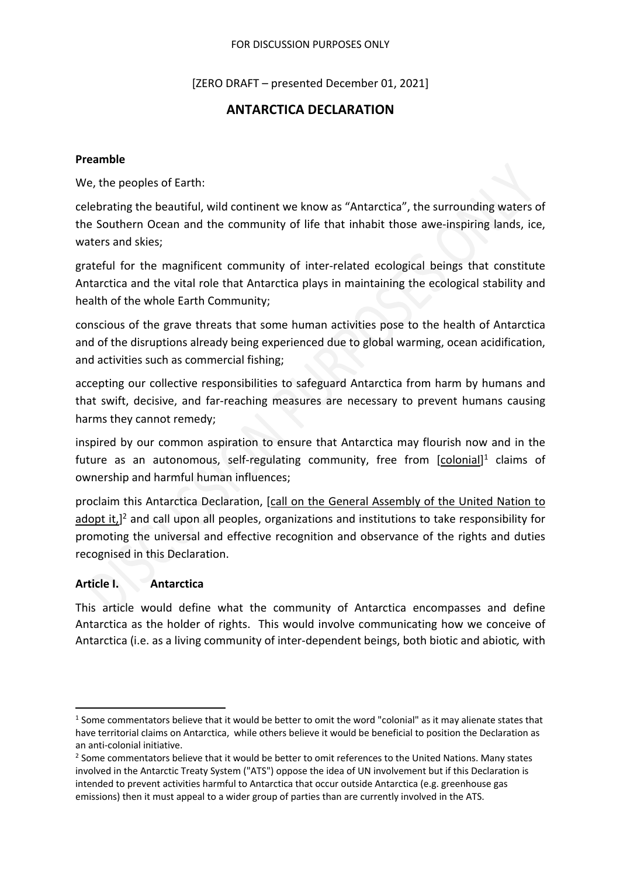FOR DISCUSSION PURPOSES ONLY

[ZERO DRAFT – presented December 01, 2021]

# ANTARCTICA DECLARATION

**Preamble**

We, the peoples of Earth:

celebrating the beautiful, wild continent we know as "Antarctica", the surrounding waters of the Southern Ocean and the community of life that inhabit those awe-inspiring lands, ice, waters and skies;

grateful for the magnificent community of inter-related ecological beings that constitute Antarctica and the vital role that Antarctica plays in maintaining the ecological stability and health of the whole Earth Community;

conscious of the grave threats that some human activities pose to the health of Antarctica and of the disruptions already being experienced due to global warming, ocean acidification, and activities such as commercial fishing;

accepting our collective responsibilities to safeguard Antarctica from harm by humans and that swift, decisive, and far-reaching measures are necessary to prevent humans causing harms they cannot remedy;

inspired by our common aspiration to ensure that Antarctica may flourish now and in the future as an autonomous, self-regulating community, free from [colonial][1] claims of ownership and harmful human influences;

proclaim this Antarctica Declaration, [call on the General Assembly of the United Nation to adopt it,][2] and call upon all peoples, organizations and institutions to take responsibility for promoting the universal and effective recognition and observance of the rights and duties recognised in this Declaration.

**Article I. Antarctica**

This article would define what the community of Antarctica encompasses and define Antarctica as the holder of rights. This would involve communicating how we conceive of Antarctica (i.e. as a living community of inter-dependent beings, both biotic and abiotic, with

[1] Some commentators believe that it would be better to omit the word "colonial" as it may alienate states that have territorial claims on Antarctica, while others believe it would be beneficial to position the Declaration as an anti-colonial initiative.

[2] Some commentators believe that it would be better to omit references to the United Nations. Many states involved in the Antarctic Treaty System ("ATS") oppose the idea of UN involvement but if this Declaration is intended to prevent activities harmful to Antarctica that occur outside Antarctica (e.g. greenhouse gas emissions) then it must appeal to a wider group of parties than are currently involved in the ATS.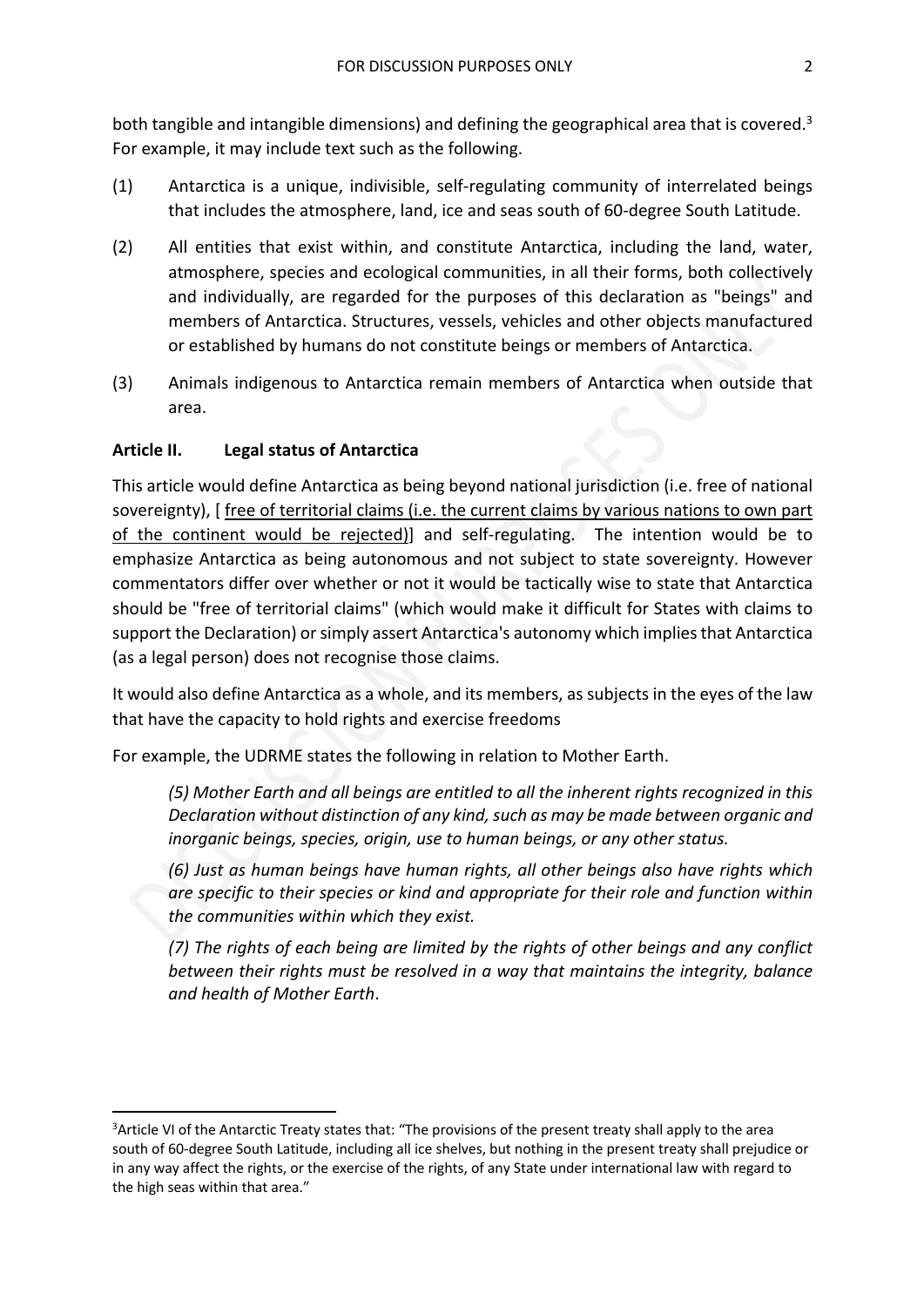both tangible and intangible dimensions) and defining the geographical area that is covered.[3] For example, it may include text such as the following.

(1) Antarctica is a unique, indivisible, self-regulating community of interrelated beings that includes the atmosphere, land, ice and seas south of 60-degree South Latitude.

(2) All entities that exist within, and constitute Antarctica, including the land, water, atmosphere, species and ecological communities, in all their forms, both collectively and individually, are regarded for the purposes of this declaration as "beings" and members of Antarctica. Structures, vessels, vehicles and other objects manufactured or established by humans do not constitute beings or members of Antarctica.

(3) Animals indigenous to Antarctica remain members of Antarctica when outside that area.

**Article II. Legal status of Antarctica**

This article would define Antarctica as being beyond national jurisdiction (i.e. free of national sovereignty), [ free of territorial claims (i.e. the current claims by various nations to own part of the continent would be rejected)] and self-regulating. The intention would be to emphasize Antarctica as being autonomous and not subject to state sovereignty. However commentators differ over whether or not it would be tactically wise to state that Antarctica should be "free of territorial claims" (which would make it difficult for States with claims to support the Declaration) or simply assert Antarctica's autonomy which implies that Antarctica (as a legal person) does not recognise those claims.

It would also define Antarctica as a whole, and its members, as subjects in the eyes of the law that have the capacity to hold rights and exercise freedoms

For example, the UDRME states the following in relation to Mother Earth.

> *(5) Mother Earth and all beings are entitled to all the inherent rights recognized in this Declaration without distinction of any kind, such as may be made between organic and inorganic beings, species, origin, use to human beings, or any other status.*
>
> *(6) Just as human beings have human rights, all other beings also have rights which are specific to their species or kind and appropriate for their role and function within the communities within which they exist.*
>
> *(7) The rights of each being are limited by the rights of other beings and any conflict between their rights must be resolved in a way that maintains the integrity, balance and health of Mother Earth.*

---

[3] Article VI of the Antarctic Treaty states that: "The provisions of the present treaty shall apply to the area south of 60-degree South Latitude, including all ice shelves, but nothing in the present treaty shall prejudice or in any way affect the rights, or the exercise of the rights, of any State under international law with regard to the high seas within that area."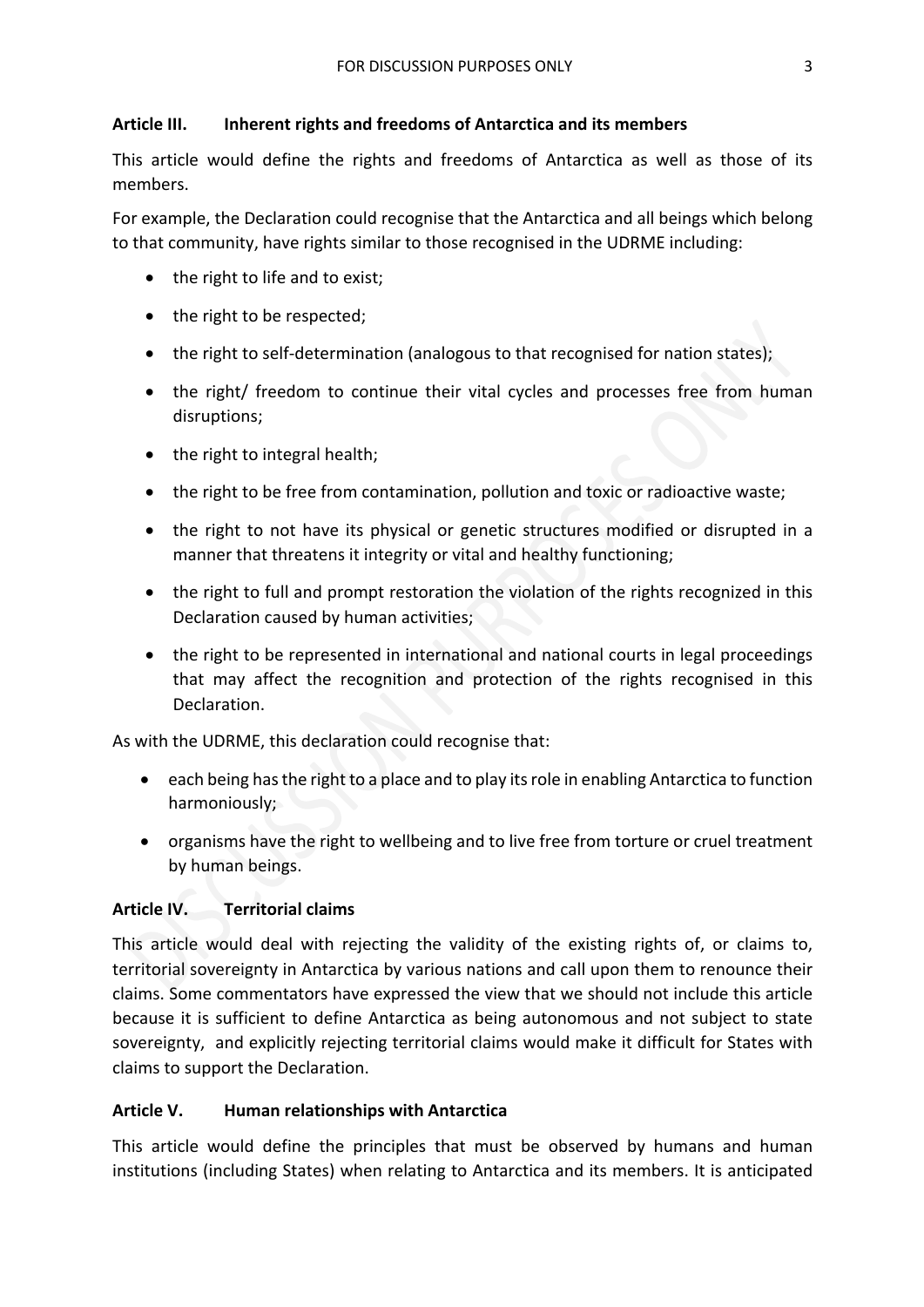### Article III. Inherent rights and freedoms of Antarctica and its members

This article would define the rights and freedoms of Antarctica as well as those of its members.

For example, the Declaration could recognise that the Antarctica and all beings which belong to that community, have rights similar to those recognised in the UDRME including:

- the right to life and to exist;
- the right to be respected;
- the right to self-determination (analogous to that recognised for nation states);
- the right/ freedom to continue their vital cycles and processes free from human disruptions;
- the right to integral health;
- the right to be free from contamination, pollution and toxic or radioactive waste;
- the right to not have its physical or genetic structures modified or disrupted in a manner that threatens it integrity or vital and healthy functioning;
- the right to full and prompt restoration the violation of the rights recognized in this Declaration caused by human activities;
- the right to be represented in international and national courts in legal proceedings that may affect the recognition and protection of the rights recognised in this Declaration.

As with the UDRME, this declaration could recognise that:

- each being has the right to a place and to play its role in enabling Antarctica to function harmoniously;
- organisms have the right to wellbeing and to live free from torture or cruel treatment by human beings.

### Article IV. Territorial claims

This article would deal with rejecting the validity of the existing rights of, or claims to, territorial sovereignty in Antarctica by various nations and call upon them to renounce their claims. Some commentators have expressed the view that we should not include this article because it is sufficient to define Antarctica as being autonomous and not subject to state sovereignty, and explicitly rejecting territorial claims would make it difficult for States with claims to support the Declaration.

### Article V. Human relationships with Antarctica

This article would define the principles that must be observed by humans and human institutions (including States) when relating to Antarctica and its members. It is anticipated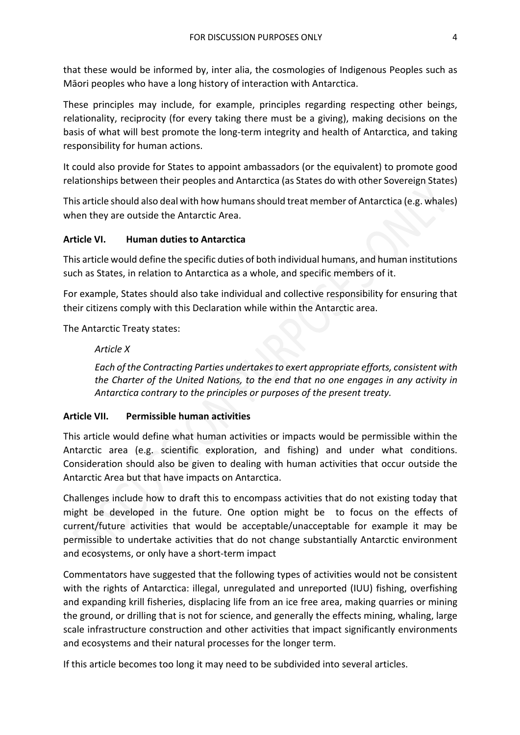that these would be informed by, inter alia, the cosmologies of Indigenous Peoples such as Māori peoples who have a long history of interaction with Antarctica.

These principles may include, for example, principles regarding respecting other beings, relationality, reciprocity (for every taking there must be a giving), making decisions on the basis of what will best promote the long-term integrity and health of Antarctica, and taking responsibility for human actions.

It could also provide for States to appoint ambassadors (or the equivalent) to promote good relationships between their peoples and Antarctica (as States do with other Sovereign States)

This article should also deal with how humans should treat member of Antarctica (e.g. whales) when they are outside the Antarctic Area.

### Article VI. Human duties to Antarctica

This article would define the specific duties of both individual humans, and human institutions such as States, in relation to Antarctica as a whole, and specific members of it.

For example, States should also take individual and collective responsibility for ensuring that their citizens comply with this Declaration while within the Antarctic area.

The Antarctic Treaty states:

> *Article X*
>
> *Each of the Contracting Parties undertakes to exert appropriate efforts, consistent with the Charter of the United Nations, to the end that no one engages in any activity in Antarctica contrary to the principles or purposes of the present treaty.*

### Article VII. Permissible human activities

This article would define what human activities or impacts would be permissible within the Antarctic area (e.g. scientific exploration, and fishing) and under what conditions. Consideration should also be given to dealing with human activities that occur outside the Antarctic Area but that have impacts on Antarctica.

Challenges include how to draft this to encompass activities that do not existing today that might be developed in the future. One option might be to focus on the effects of current/future activities that would be acceptable/unacceptable for example it may be permissible to undertake activities that do not change substantially Antarctic environment and ecosystems, or only have a short-term impact

Commentators have suggested that the following types of activities would not be consistent with the rights of Antarctica: illegal, unregulated and unreported (IUU) fishing, overfishing and expanding krill fisheries, displacing life from an ice free area, making quarries or mining the ground, or drilling that is not for science, and generally the effects mining, whaling, large scale infrastructure construction and other activities that impact significantly environments and ecosystems and their natural processes for the longer term.

If this article becomes too long it may need to be subdivided into several articles.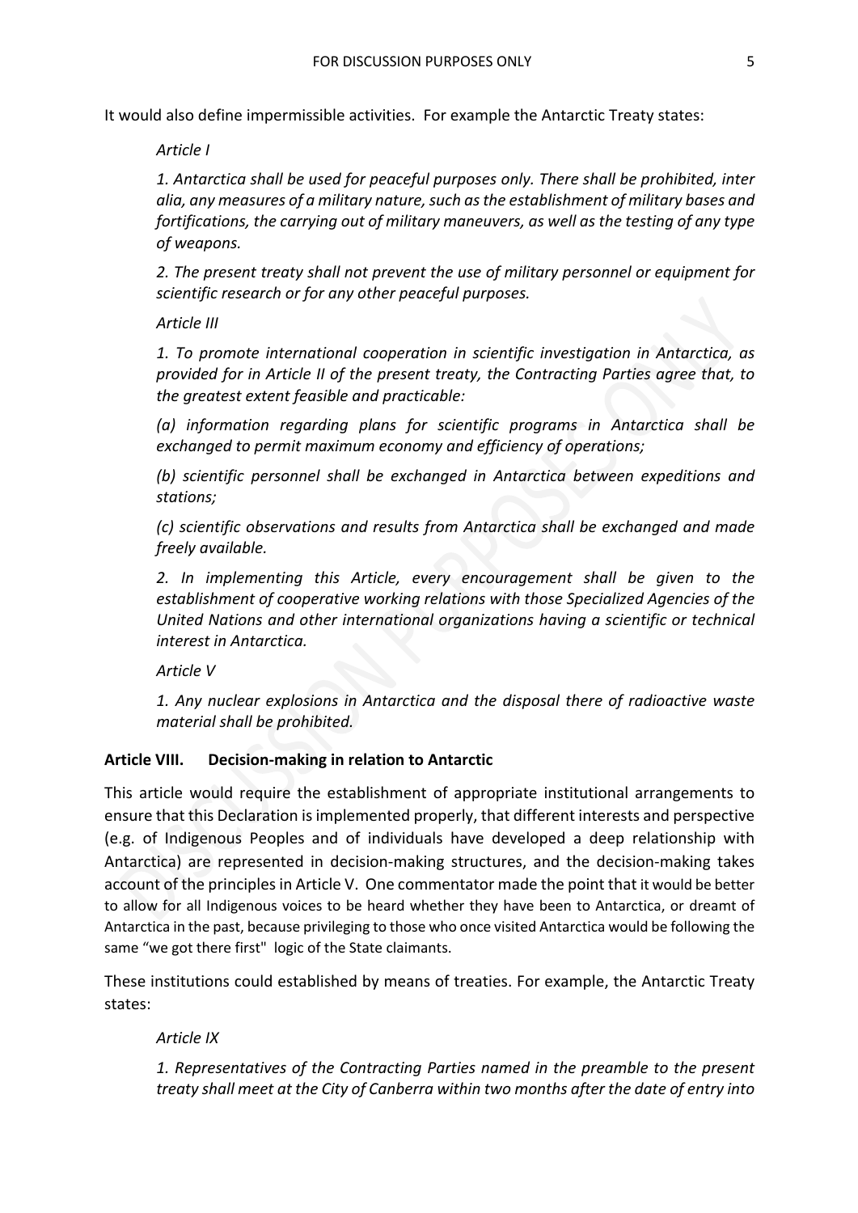It would also define impermissible activities. For example the Antarctic Treaty states:

*Article I*

*1. Antarctica shall be used for peaceful purposes only. There shall be prohibited, inter alia, any measures of a military nature, such as the establishment of military bases and fortifications, the carrying out of military maneuvers, as well as the testing of any type of weapons.*

*2. The present treaty shall not prevent the use of military personnel or equipment for scientific research or for any other peaceful purposes.*

*Article III*

*1. To promote international cooperation in scientific investigation in Antarctica, as provided for in Article II of the present treaty, the Contracting Parties agree that, to the greatest extent feasible and practicable:*

*(a) information regarding plans for scientific programs in Antarctica shall be exchanged to permit maximum economy and efficiency of operations;*

*(b) scientific personnel shall be exchanged in Antarctica between expeditions and stations;*

*(c) scientific observations and results from Antarctica shall be exchanged and made freely available.*

*2. In implementing this Article, every encouragement shall be given to the establishment of cooperative working relations with those Specialized Agencies of the United Nations and other international organizations having a scientific or technical interest in Antarctica.*

*Article V*

*1. Any nuclear explosions in Antarctica and the disposal there of radioactive waste material shall be prohibited.*

**Article VIII. Decision-making in relation to Antarctic**

This article would require the establishment of appropriate institutional arrangements to ensure that this Declaration is implemented properly, that different interests and perspective (e.g. of Indigenous Peoples and of individuals have developed a deep relationship with Antarctica) are represented in decision-making structures, and the decision-making takes account of the principles in Article V. One commentator made the point that it would be better to allow for all Indigenous voices to be heard whether they have been to Antarctica, or dreamt of Antarctica in the past, because privileging to those who once visited Antarctica would be following the same "we got there first" logic of the State claimants.

These institutions could established by means of treaties. For example, the Antarctic Treaty states:

*Article IX*

*1. Representatives of the Contracting Parties named in the preamble to the present treaty shall meet at the City of Canberra within two months after the date of entry into*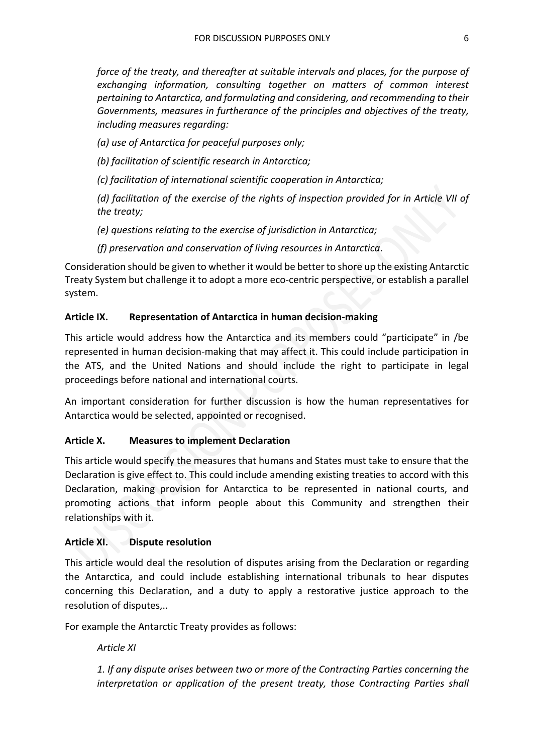*force of the treaty, and thereafter at suitable intervals and places, for the purpose of exchanging information, consulting together on matters of common interest pertaining to Antarctica, and formulating and considering, and recommending to their Governments, measures in furtherance of the principles and objectives of the treaty, including measures regarding:*

*(a) use of Antarctica for peaceful purposes only;*

*(b) facilitation of scientific research in Antarctica;*

*(c) facilitation of international scientific cooperation in Antarctica;*

*(d) facilitation of the exercise of the rights of inspection provided for in Article VII of the treaty;*

*(e) questions relating to the exercise of jurisdiction in Antarctica;*

*(f) preservation and conservation of living resources in Antarctica*.

Consideration should be given to whether it would be better to shore up the existing Antarctic Treaty System but challenge it to adopt a more eco-centric perspective, or establish a parallel system.

**Article IX. Representation of Antarctica in human decision-making**

This article would address how the Antarctica and its members could "participate" in /be represented in human decision-making that may affect it. This could include participation in the ATS, and the United Nations and should include the right to participate in legal proceedings before national and international courts.

An important consideration for further discussion is how the human representatives for Antarctica would be selected, appointed or recognised.

**Article X. Measures to implement Declaration**

This article would specify the measures that humans and States must take to ensure that the Declaration is give effect to. This could include amending existing treaties to accord with this Declaration, making provision for Antarctica to be represented in national courts, and promoting actions that inform people about this Community and strengthen their relationships with it.

**Article XI. Dispute resolution**

This article would deal the resolution of disputes arising from the Declaration or regarding the Antarctica, and could include establishing international tribunals to hear disputes concerning this Declaration, and a duty to apply a restorative justice approach to the resolution of disputes,..

For example the Antarctic Treaty provides as follows:

*Article XI*

*1. If any dispute arises between two or more of the Contracting Parties concerning the interpretation or application of the present treaty, those Contracting Parties shall*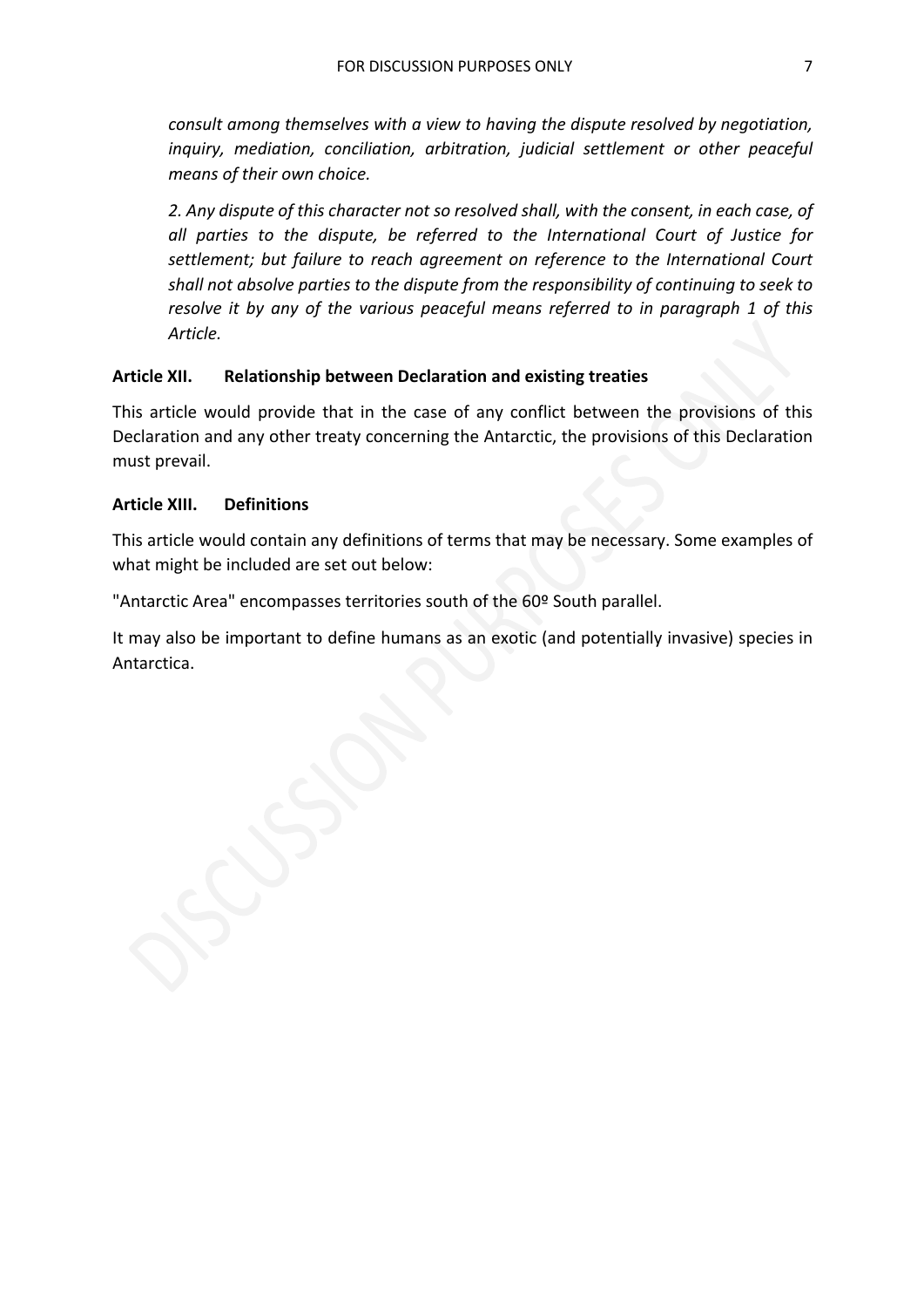*consult among themselves with a view to having the dispute resolved by negotiation, inquiry, mediation, conciliation, arbitration, judicial settlement or other peaceful means of their own choice.*

*2. Any dispute of this character not so resolved shall, with the consent, in each case, of all parties to the dispute, be referred to the International Court of Justice for settlement; but failure to reach agreement on reference to the International Court shall not absolve parties to the dispute from the responsibility of continuing to seek to resolve it by any of the various peaceful means referred to in paragraph 1 of this Article.*

**Article XII. Relationship between Declaration and existing treaties**

This article would provide that in the case of any conflict between the provisions of this Declaration and any other treaty concerning the Antarctic, the provisions of this Declaration must prevail.

**Article XIII. Definitions**

This article would contain any definitions of terms that may be necessary. Some examples of what might be included are set out below:

"Antarctic Area" encompasses territories south of the 60º South parallel.

It may also be important to define humans as an exotic (and potentially invasive) species in Antarctica.